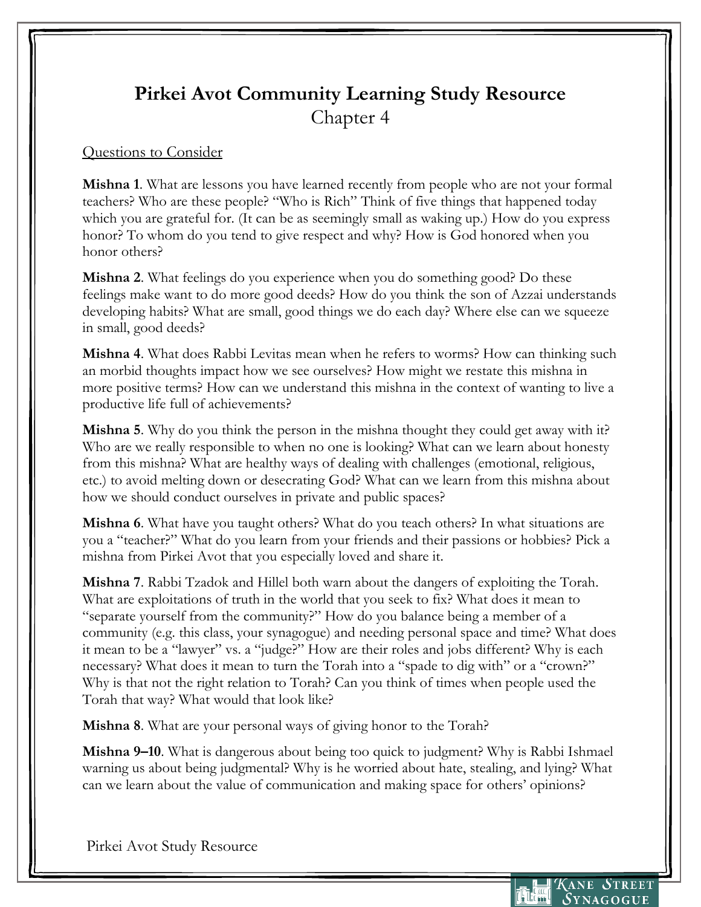# Pirkei Avot Community Learning Study Resource

## Chapter 4

Questions to Consider

**Mishna 1**. What are lessons you have learned recently from people who are not your formal teachers? Who are these people? "Who is Rich" Think of five things that happened today which you are grateful for. (It can be as seemingly small as waking up.) How do you express honor? To whom do you tend to give respect and why? How is God honored when you honor others?

**Mishna 2**. What feelings do you experience when you do something good? Do these feelings make want to do more good deeds? How do you think the son of Azzai understands developing habits? What are small, good things we do each day? Where else can we squeeze in small, good deeds?

**Mishna 4**. What does Rabbi Levitas mean when he refers to worms? How can thinking such an morbid thoughts impact how we see ourselves? How might we restate this mishna in more positive terms? How can we understand this mishna in the context of wanting to live a productive life full of achievements?

**Mishna 5**. Why do you think the person in the mishna thought they could get away with it? Who are we really responsible to when no one is looking? What can we learn about honesty from this mishna? What are healthy ways of dealing with challenges (emotional, religious, etc.) to avoid melting down or desecrating God? What can we learn from this mishna about how we should conduct ourselves in private and public spaces?

**Mishna 6**. What have you taught others? What do you teach others? In what situations are you a "teacher?" What do you learn from your friends and their passions or hobbies? Pick a mishna from Pirkei Avot that you especially loved and share it.

**Mishna 7**. Rabbi Tzadok and Hillel both warn about the dangers of exploiting the Torah. What are exploitations of truth in the world that you seek to fix? What does it mean to "separate yourself from the community?" How do you balance being a member of a community (e.g. this class, your synagogue) and needing personal space and time? What does it mean to be a "lawyer" vs. a "judge?" How are their roles and jobs different? Why is each necessary? What does it mean to turn the Torah into a "spade to dig with" or a "crown?" Why is that not the right relation to Torah? Can you think of times when people used the Torah that way? What would that look like?

**Mishna 8**. What are your personal ways of giving honor to the Torah?

**Mishna 9–10**. What is dangerous about being too quick to judgment? Why is Rabbi Ishmael warning us about being judgmental? Why is he worried about hate, stealing, and lying? What can we learn about the value of communication and making space for others' opinions?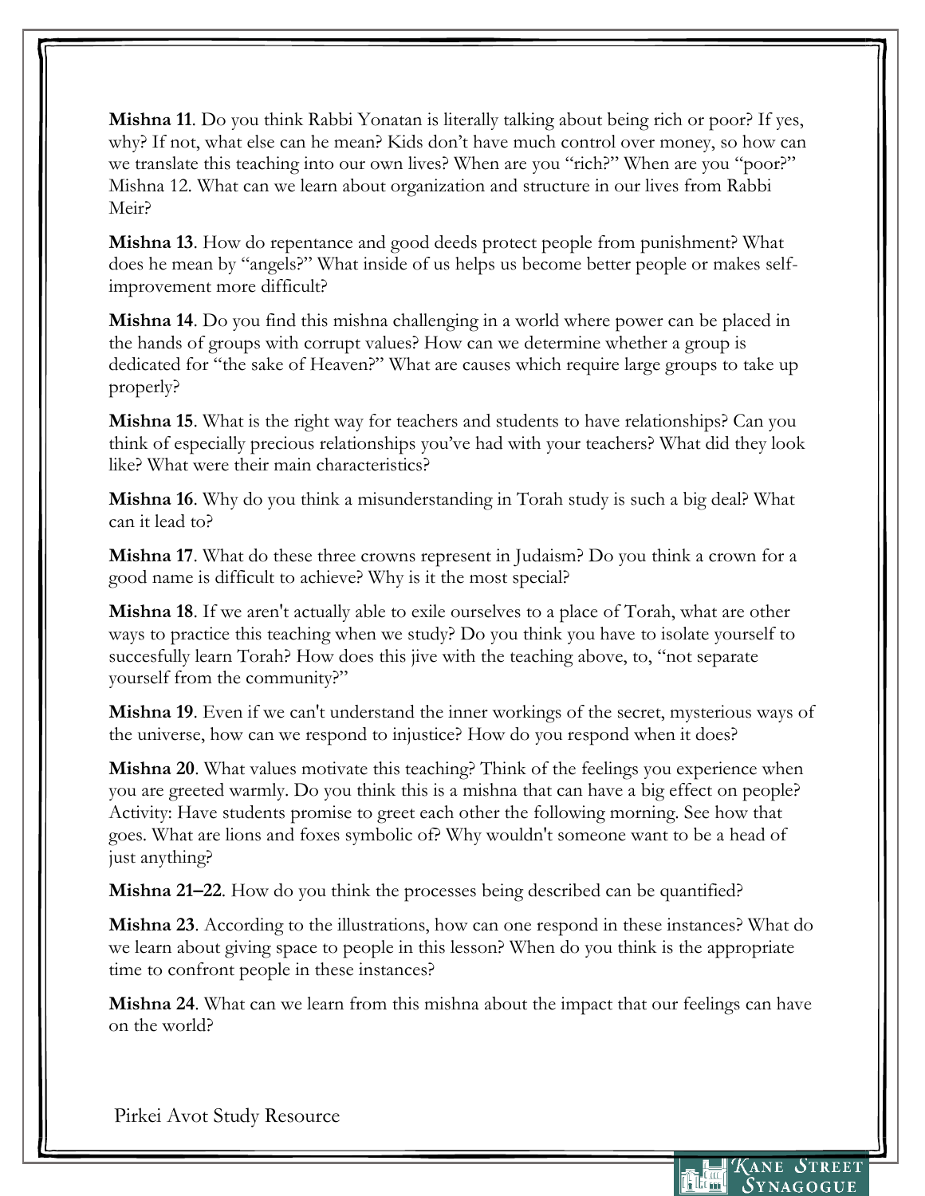**Mishna 11**. Do you think Rabbi Yonatan is literally talking about being rich or poor? If yes, why? If not, what else can he mean? Kids don't have much control over money, so how can we translate this teaching into our own lives? When are you "rich?" When are you "poor?" Mishna 12. What can we learn about organization and structure in our lives from Rabbi Meir?

**Mishna 13**. How do repentance and good deeds protect people from punishment? What does he mean by "angels?" What inside of us helps us become better people or makes self-improvement more difficult?

**Mishna 14**. Do you find this mishna challenging in a world where power can be placed in the hands of groups with corrupt values? How can we determine whether a group is dedicated for "the sake of Heaven?" What are causes which require large groups to take up properly?

**Mishna 15**. What is the right way for teachers and students to have relationships? Can you think of especially precious relationships you've had with your teachers? What did they look like? What were their main characteristics?

**Mishna 16**. Why do you think a misunderstanding in Torah study is such a big deal? What can it lead to?

**Mishna 17**. What do these three crowns represent in Judaism? Do you think a crown for a good name is difficult to achieve? Why is it the most special?

**Mishna 18**. If we aren't actually able to exile ourselves to a place of Torah, what are other ways to practice this teaching when we study? Do you think you have to isolate yourself to succesfully learn Torah? How does this jive with the teaching above, to, "not separate yourself from the community?"

**Mishna 19**. Even if we can't understand the inner workings of the secret, mysterious ways of the universe, how can we respond to injustice? How do you respond when it does?

**Mishna 20**. What values motivate this teaching? Think of the feelings you experience when you are greeted warmly. Do you think this is a mishna that can have a big effect on people? Activity: Have students promise to greet each other the following morning. See how that goes. What are lions and foxes symbolic of? Why wouldn't someone want to be a head of just anything?

**Mishna 21–22**. How do you think the processes being described can be quantified?

**Mishna 23**. According to the illustrations, how can one respond in these instances? What do we learn about giving space to people in this lesson? When do you think is the appropriate time to confront people in these instances?

**Mishna 24**. What can we learn from this mishna about the impact that our feelings can have on the world?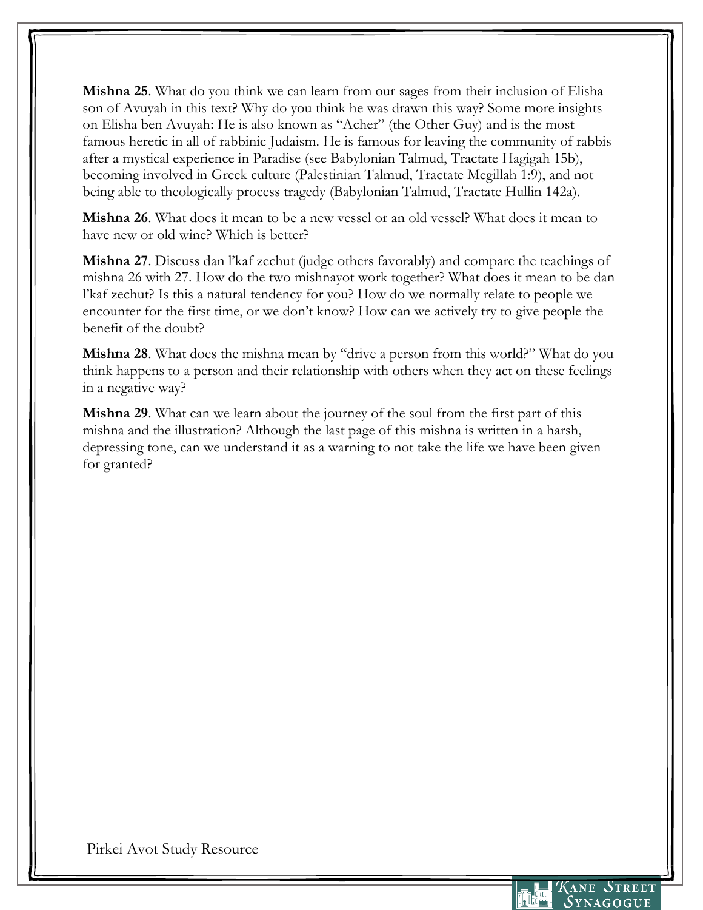**Mishna 25**. What do you think we can learn from our sages from their inclusion of Elisha son of Avuyah in this text? Why do you think he was drawn this way? Some more insights on Elisha ben Avuyah: He is also known as "Acher" (the Other Guy) and is the most famous heretic in all of rabbinic Judaism. He is famous for leaving the community of rabbis after a mystical experience in Paradise (see Babylonian Talmud, Tractate Hagigah 15b), becoming involved in Greek culture (Palestinian Talmud, Tractate Megillah 1:9), and not being able to theologically process tragedy (Babylonian Talmud, Tractate Hullin 142a).

**Mishna 26**. What does it mean to be a new vessel or an old vessel? What does it mean to have new or old wine? Which is better?

**Mishna 27**. Discuss dan l'kaf zechut (judge others favorably) and compare the teachings of mishna 26 with 27. How do the two mishnayot work together? What does it mean to be dan l'kaf zechut? Is this a natural tendency for you? How do we normally relate to people we encounter for the first time, or we don't know? How can we actively try to give people the benefit of the doubt?

**Mishna 28**. What does the mishna mean by "drive a person from this world?" What do you think happens to a person and their relationship with others when they act on these feelings in a negative way?

**Mishna 29**. What can we learn about the journey of the soul from the first part of this mishna and the illustration? Although the last page of this mishna is written in a harsh, depressing tone, can we understand it as a warning to not take the life we have been given for granted?